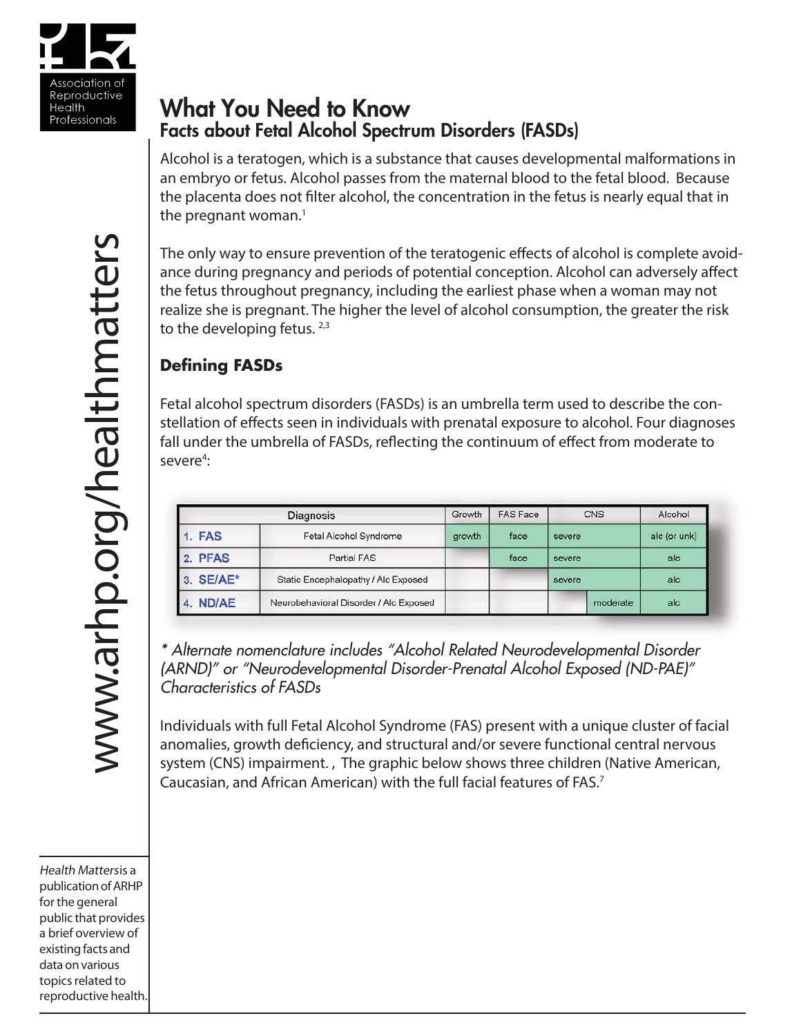# What You Need to Know

## Facts about Fetal Alcohol Spectrum Disorders (FASDs)

Alcohol is a teratogen, which is a substance that causes developmental malformations in an embryo or fetus. Alcohol passes from the maternal blood to the fetal blood. Because the placenta does not filter alcohol, the concentration in the fetus is nearly equal that in the pregnant woman.[1]

The only way to ensure prevention of the teratogenic effects of alcohol is complete avoidance during pregnancy and periods of potential conception. Alcohol can adversely affect the fetus throughout pregnancy, including the earliest phase when a woman may not realize she is pregnant. The higher the level of alcohol consumption, the greater the risk to the developing fetus.[2,3]

### Defining FASDs

Fetal alcohol spectrum disorders (FASDs) is an umbrella term used to describe the constellation of effects seen in individuals with prenatal exposure to alcohol. Four diagnoses fall under the umbrella of FASDs, reflecting the continuum of effect from moderate to severe[4]:

| Diagnosis | | Growth | FAS Face | CNS | | Alcohol |
|---|---|---|---|---|---|---|
| 1. FAS | Fetal Alcohol Syndrome | growth | face | severe | | alc (or unk) |
| 2. PFAS | Partial FAS | | face | severe | | alc |
| 3. SE/AE* | Static Encephalopathy / Alc Exposed | | | severe | | alc |
| 4. ND/AE | Neurobehavioral Disorder / Alc Exposed | | | | moderate | alc |

*\* Alternate nomenclature includes "Alcohol Related Neurodevelopmental Disorder (ARND)" or "Neurodevelopmental Disorder-Prenatal Alcohol Exposed (ND-PAE)"*

*Characteristics of FASDs*

Individuals with full Fetal Alcohol Syndrome (FAS) present with a unique cluster of facial anomalies, growth deficiency, and structural and/or severe functional central nervous system (CNS) impairment. , The graphic below shows three children (Native American, Caucasian, and African American) with the full facial features of FAS.[7]

*Health Matters* is a publication of ARHP for the general public that provides a brief overview of existing facts and data on various topics related to reproductive health.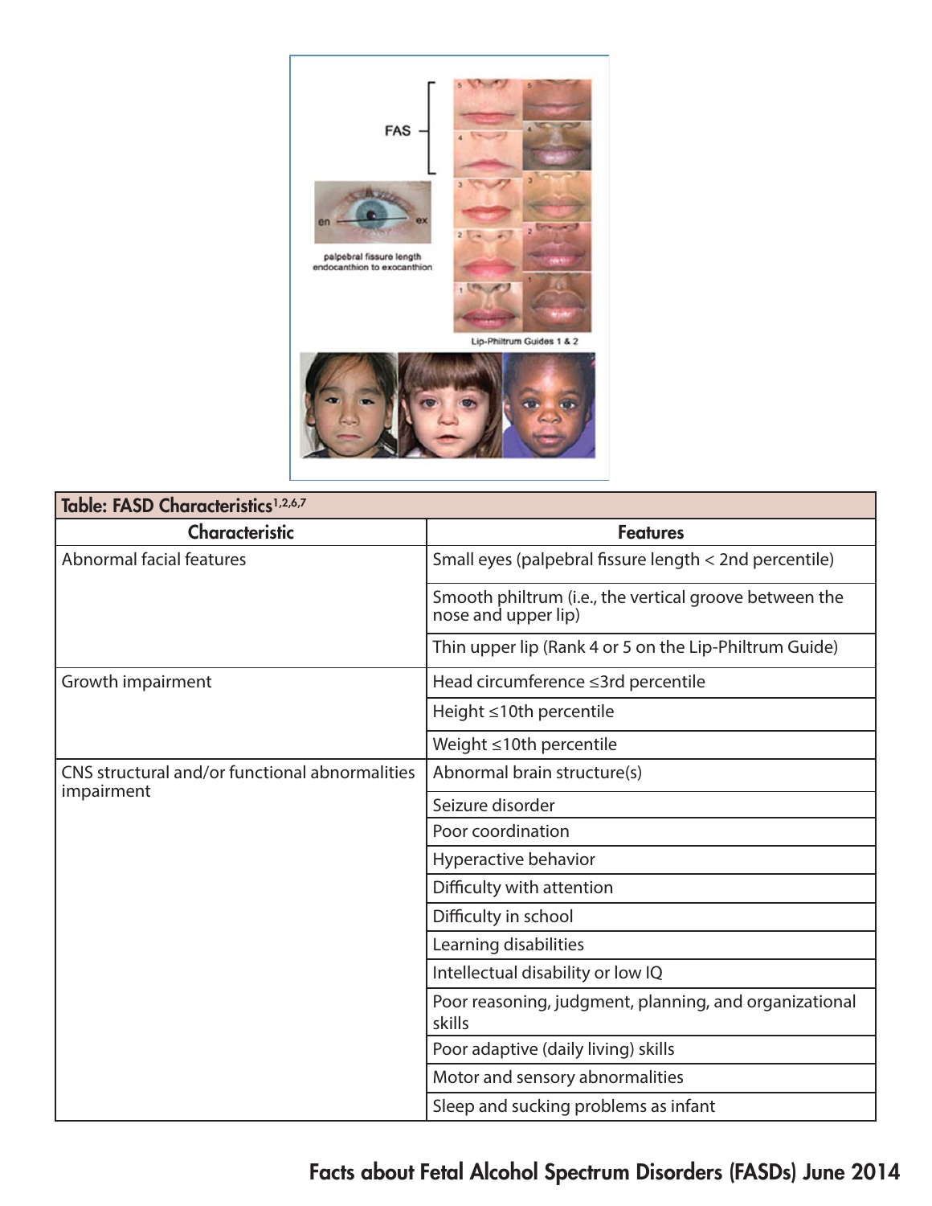| Table: FASD Characteristics[1,2,6,7] | |
|---|---|
| **Characteristic** | **Features** |
| Abnormal facial features | Small eyes (palpebral fissure length < 2nd percentile) |
| | Smooth philtrum (i.e., the vertical groove between the nose and upper lip) |
| | Thin upper lip (Rank 4 or 5 on the Lip-Philtrum Guide) |
| Growth impairment | Head circumference ≤3rd percentile |
| | Height ≤10th percentile |
| | Weight ≤10th percentile |
| CNS structural and/or functional abnormalities impairment | Abnormal brain structure(s) |
| | Seizure disorder |
| | Poor coordination |
| | Hyperactive behavior |
| | Difficulty with attention |
| | Difficulty in school |
| | Learning disabilities |
| | Intellectual disability or low IQ |
| | Poor reasoning, judgment, planning, and organizational skills |
| | Poor adaptive (daily living) skills |
| | Motor and sensory abnormalities |
| | Sleep and sucking problems as infant |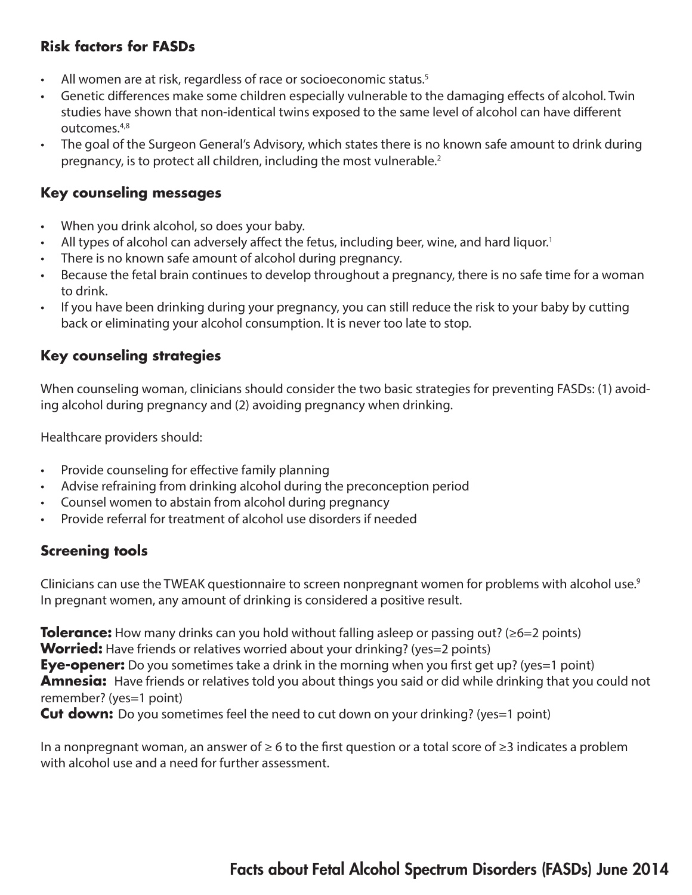## Risk factors for FASDs

- All women are at risk, regardless of race or socioeconomic status.[5]
- Genetic differences make some children especially vulnerable to the damaging effects of alcohol. Twin studies have shown that non-identical twins exposed to the same level of alcohol can have different outcomes.[4,8]
- The goal of the Surgeon General's Advisory, which states there is no known safe amount to drink during pregnancy, is to protect all children, including the most vulnerable.[2]

## Key counseling messages

- When you drink alcohol, so does your baby.
- All types of alcohol can adversely affect the fetus, including beer, wine, and hard liquor.[1]
- There is no known safe amount of alcohol during pregnancy.
- Because the fetal brain continues to develop throughout a pregnancy, there is no safe time for a woman to drink.
- If you have been drinking during your pregnancy, you can still reduce the risk to your baby by cutting back or eliminating your alcohol consumption. It is never too late to stop.

## Key counseling strategies

When counseling woman, clinicians should consider the two basic strategies for preventing FASDs: (1) avoiding alcohol during pregnancy and (2) avoiding pregnancy when drinking.

Healthcare providers should:

- Provide counseling for effective family planning
- Advise refraining from drinking alcohol during the preconception period
- Counsel women to abstain from alcohol during pregnancy
- Provide referral for treatment of alcohol use disorders if needed

## Screening tools

Clinicians can use the TWEAK questionnaire to screen nonpregnant women for problems with alcohol use.[9] In pregnant women, any amount of drinking is considered a positive result.

**Tolerance:** How many drinks can you hold without falling asleep or passing out? (≥6=2 points)
**Worried:** Have friends or relatives worried about your drinking? (yes=2 points)
**Eye-opener:** Do you sometimes take a drink in the morning when you first get up? (yes=1 point)
**Amnesia:** Have friends or relatives told you about things you said or did while drinking that you could not remember? (yes=1 point)
**Cut down:** Do you sometimes feel the need to cut down on your drinking? (yes=1 point)

In a nonpregnant woman, an answer of ≥ 6 to the first question or a total score of ≥3 indicates a problem with alcohol use and a need for further assessment.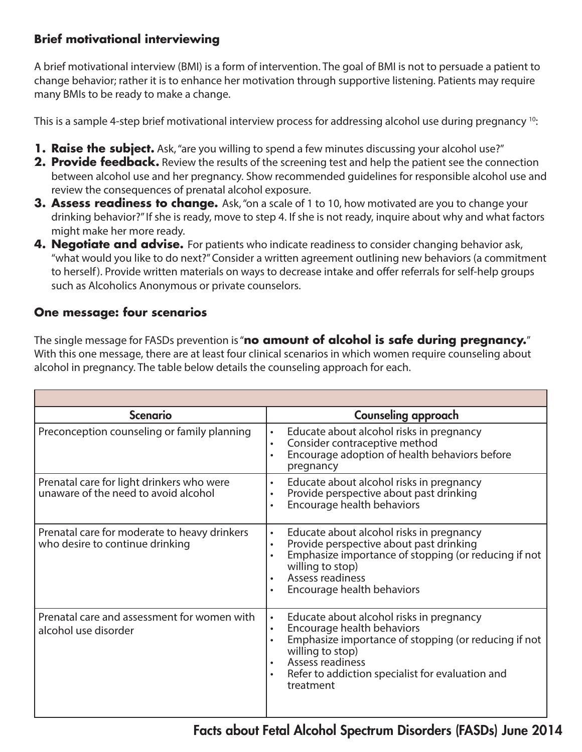### Brief motivational interviewing

A brief motivational interview (BMI) is a form of intervention. The goal of BMI is not to persuade a patient to change behavior; rather it is to enhance her motivation through supportive listening. Patients may require many BMIs to be ready to make a change.

This is a sample 4-step brief motivational interview process for addressing alcohol use during pregnancy [10]:

1. **Raise the subject.** Ask, "are you willing to spend a few minutes discussing your alcohol use?"
2. **Provide feedback.** Review the results of the screening test and help the patient see the connection between alcohol use and her pregnancy. Show recommended guidelines for responsible alcohol use and review the consequences of prenatal alcohol exposure.
3. **Assess readiness to change.** Ask, "on a scale of 1 to 10, how motivated are you to change your drinking behavior?" If she is ready, move to step 4. If she is not ready, inquire about why and what factors might make her more ready.
4. **Negotiate and advise.** For patients who indicate readiness to consider changing behavior ask, "what would you like to do next?" Consider a written agreement outlining new behaviors (a commitment to herself). Provide written materials on ways to decrease intake and offer referrals for self-help groups such as Alcoholics Anonymous or private counselors.

### One message: four scenarios

The single message for FASDs prevention is "**no amount of alcohol is safe during pregnancy.**" With this one message, there are at least four clinical scenarios in which women require counseling about alcohol in pregnancy. The table below details the counseling approach for each.

| Scenario | Counseling approach |
|---|---|
| Preconception counseling or family planning | • Educate about alcohol risks in pregnancy<br>• Consider contraceptive method<br>• Encourage adoption of health behaviors before pregnancy |
| Prenatal care for light drinkers who were unaware of the need to avoid alcohol | • Educate about alcohol risks in pregnancy<br>• Provide perspective about past drinking<br>• Encourage health behaviors |
| Prenatal care for moderate to heavy drinkers who desire to continue drinking | • Educate about alcohol risks in pregnancy<br>• Provide perspective about past drinking<br>• Emphasize importance of stopping (or reducing if not willing to stop)<br>• Assess readiness<br>• Encourage health behaviors |
| Prenatal care and assessment for women with alcohol use disorder | • Educate about alcohol risks in pregnancy<br>• Encourage health behaviors<br>• Emphasize importance of stopping (or reducing if not willing to stop)<br>• Assess readiness<br>• Refer to addiction specialist for evaluation and treatment |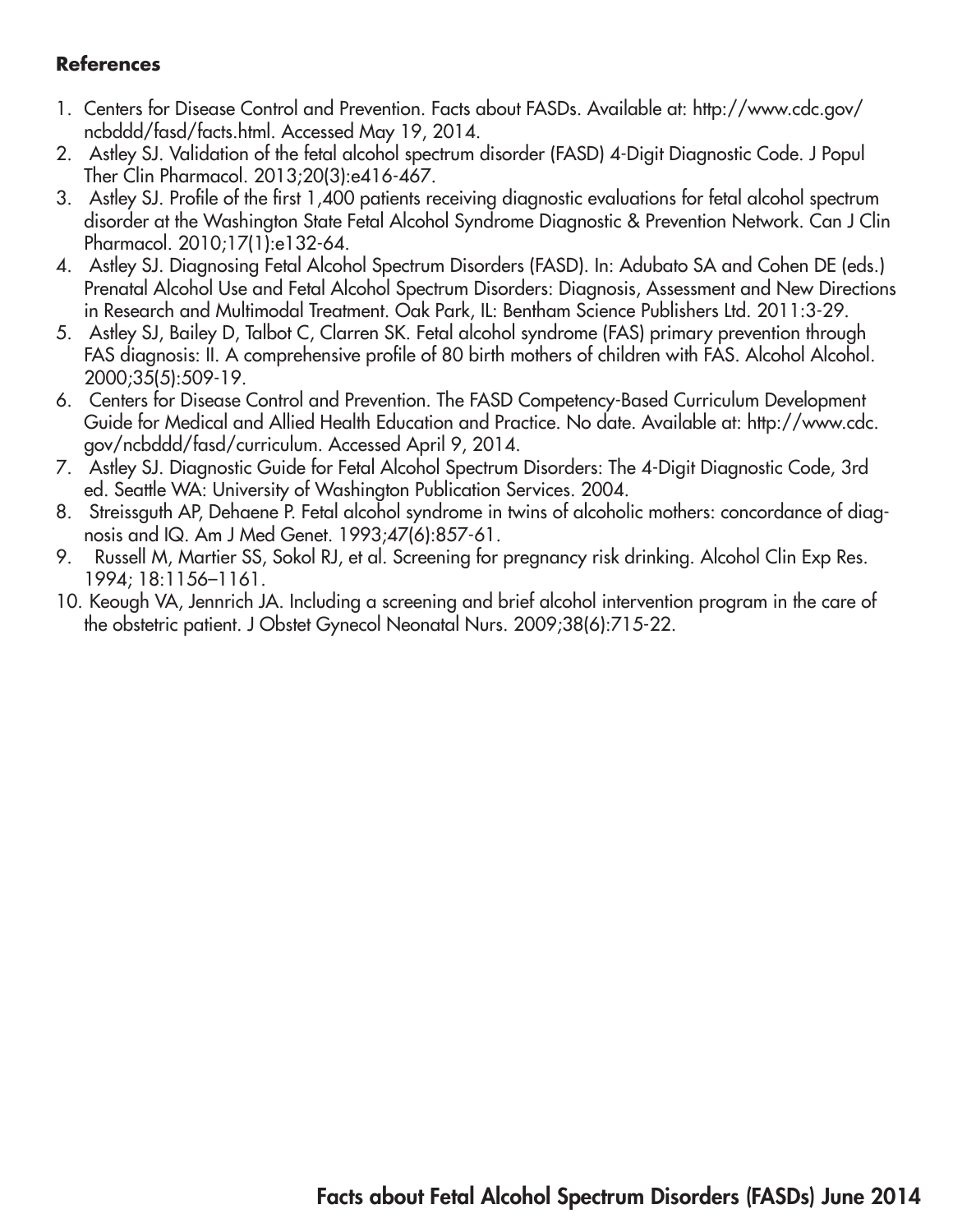**References**

1. Centers for Disease Control and Prevention. Facts about FASDs. Available at: http://www.cdc.gov/ncbddd/fasd/facts.html. Accessed May 19, 2014.
2. Astley SJ. Validation of the fetal alcohol spectrum disorder (FASD) 4-Digit Diagnostic Code. J Popul Ther Clin Pharmacol. 2013;20(3):e416-467.
3. Astley SJ. Profile of the first 1,400 patients receiving diagnostic evaluations for fetal alcohol spectrum disorder at the Washington State Fetal Alcohol Syndrome Diagnostic & Prevention Network. Can J Clin Pharmacol. 2010;17(1):e132-64.
4. Astley SJ. Diagnosing Fetal Alcohol Spectrum Disorders (FASD). In: Adubato SA and Cohen DE (eds.) Prenatal Alcohol Use and Fetal Alcohol Spectrum Disorders: Diagnosis, Assessment and New Directions in Research and Multimodal Treatment. Oak Park, IL: Bentham Science Publishers Ltd. 2011:3-29.
5. Astley SJ, Bailey D, Talbot C, Clarren SK. Fetal alcohol syndrome (FAS) primary prevention through FAS diagnosis: II. A comprehensive profile of 80 birth mothers of children with FAS. Alcohol Alcohol. 2000;35(5):509-19.
6. Centers for Disease Control and Prevention. The FASD Competency-Based Curriculum Development Guide for Medical and Allied Health Education and Practice. No date. Available at: http://www.cdc.gov/ncbddd/fasd/curriculum. Accessed April 9, 2014.
7. Astley SJ. Diagnostic Guide for Fetal Alcohol Spectrum Disorders: The 4-Digit Diagnostic Code, 3rd ed. Seattle WA: University of Washington Publication Services. 2004.
8. Streissguth AP, Dehaene P. Fetal alcohol syndrome in twins of alcoholic mothers: concordance of diagnosis and IQ. Am J Med Genet. 1993;47(6):857-61.
9. Russell M, Martier SS, Sokol RJ, et al. Screening for pregnancy risk drinking. Alcohol Clin Exp Res. 1994; 18:1156–1161.
10. Keough VA, Jennrich JA. Including a screening and brief alcohol intervention program in the care of the obstetric patient. J Obstet Gynecol Neonatal Nurs. 2009;38(6):715-22.